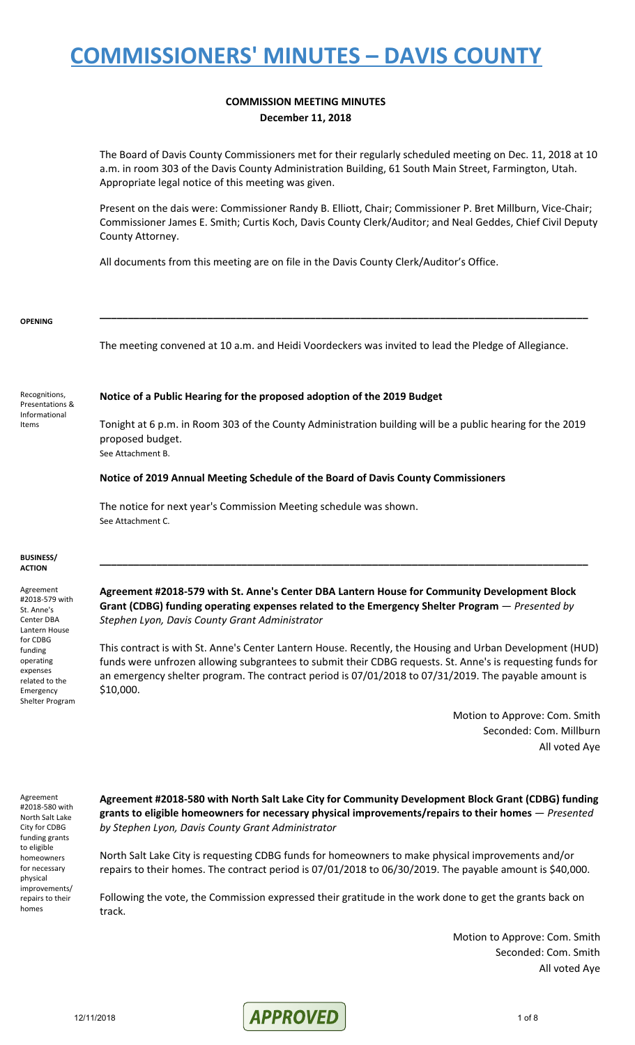# COMMISSIONERS' MINUTES – DAVIS COUNTY

## COMMISSION MEETING MINUTES
**December 11, 2018**

The Board of Davis County Commissioners met for their regularly scheduled meeting on Dec. 11, 2018 at 10 a.m. in room 303 of the Davis County Administration Building, 61 South Main Street, Farmington, Utah. Appropriate legal notice of this meeting was given.

Present on the dais were: Commissioner Randy B. Elliott, Chair; Commissioner P. Bret Millburn, Vice-Chair; Commissioner James E. Smith; Curtis Koch, Davis County Clerk/Auditor; and Neal Geddes, Chief Civil Deputy County Attorney.

All documents from this meeting are on file in the Davis County Clerk/Auditor's Office.

---

**OPENING**

The meeting convened at 10 a.m. and Heidi Voordeckers was invited to lead the Pledge of Allegiance.

Recognitions, Presentations & Informational Items

**Notice of a Public Hearing for the proposed adoption of the 2019 Budget**

Tonight at 6 p.m. in Room 303 of the County Administration building will be a public hearing for the 2019 proposed budget.
See Attachment B.

**Notice of 2019 Annual Meeting Schedule of the Board of Davis County Commissioners**

The notice for next year's Commission Meeting schedule was shown.
See Attachment C.

---

**BUSINESS/ ACTION**

Agreement #2018-579 with St. Anne's Center DBA Lantern House for CDBG funding operating expenses related to the Emergency Shelter Program

**Agreement #2018-579 with St. Anne's Center DBA Lantern House for Community Development Block Grant (CDBG) funding operating expenses related to the Emergency Shelter Program** — *Presented by Stephen Lyon, Davis County Grant Administrator*

This contract is with St. Anne's Center Lantern House. Recently, the Housing and Urban Development (HUD) funds were unfrozen allowing subgrantees to submit their CDBG requests. St. Anne's is requesting funds for an emergency shelter program. The contract period is 07/01/2018 to 07/31/2019. The payable amount is $10,000.

Motion to Approve: Com. Smith
Seconded: Com. Millburn
All voted Aye

Agreement #2018-580 with North Salt Lake City for CDBG funding grants to eligible homeowners for necessary physical improvements/ repairs to their homes

**Agreement #2018-580 with North Salt Lake City for Community Development Block Grant (CDBG) funding grants to eligible homeowners for necessary physical improvements/repairs to their homes** — *Presented by Stephen Lyon, Davis County Grant Administrator*

North Salt Lake City is requesting CDBG funds for homeowners to make physical improvements and/or repairs to their homes. The contract period is 07/01/2018 to 06/30/2019. The payable amount is $40,000.

Following the vote, the Commission expressed their gratitude in the work done to get the grants back on track.

Motion to Approve: Com. Smith
Seconded: Com. Smith
All voted Aye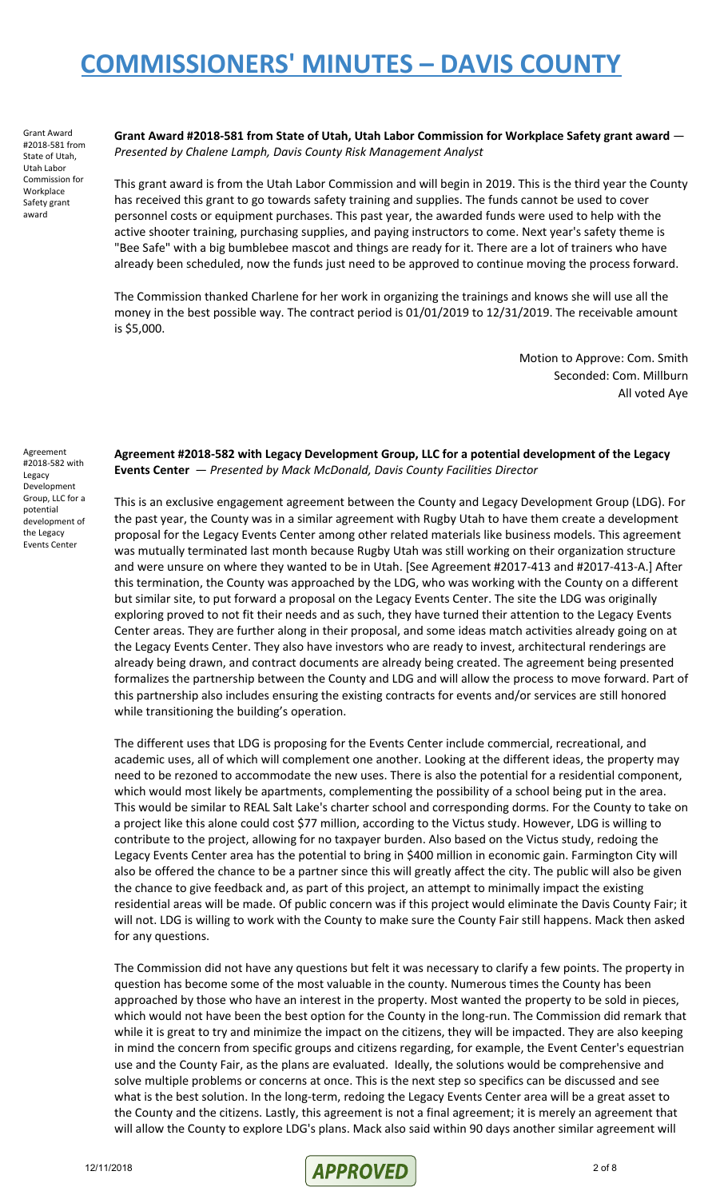Grant Award #2018-581 from State of Utah, Utah Labor Commission for Workplace Safety grant award

**Grant Award #2018-581 from State of Utah, Utah Labor Commission for Workplace Safety grant award** — *Presented by Chalene Lamph, Davis County Risk Management Analyst*

This grant award is from the Utah Labor Commission and will begin in 2019. This is the third year the County has received this grant to go towards safety training and supplies. The funds cannot be used to cover personnel costs or equipment purchases. This past year, the awarded funds were used to help with the active shooter training, purchasing supplies, and paying instructors to come. Next year's safety theme is "Bee Safe" with a big bumblebee mascot and things are ready for it. There are a lot of trainers who have already been scheduled, now the funds just need to be approved to continue moving the process forward.

The Commission thanked Charlene for her work in organizing the trainings and knows she will use all the money in the best possible way. The contract period is 01/01/2019 to 12/31/2019. The receivable amount is $5,000.

Motion to Approve: Com. Smith
Seconded: Com. Millburn
All voted Aye

Agreement #2018-582 with Legacy Development Group, LLC for a potential development of the Legacy Events Center

**Agreement #2018-582 with Legacy Development Group, LLC for a potential development of the Legacy Events Center** — *Presented by Mack McDonald, Davis County Facilities Director*

This is an exclusive engagement agreement between the County and Legacy Development Group (LDG). For the past year, the County was in a similar agreement with Rugby Utah to have them create a development proposal for the Legacy Events Center among other related materials like business models. This agreement was mutually terminated last month because Rugby Utah was still working on their organization structure and were unsure on where they wanted to be in Utah. [See Agreement #2017-413 and #2017-413-A.] After this termination, the County was approached by the LDG, who was working with the County on a different but similar site, to put forward a proposal on the Legacy Events Center. The site the LDG was originally exploring proved to not fit their needs and as such, they have turned their attention to the Legacy Events Center areas. They are further along in their proposal, and some ideas match activities already going on at the Legacy Events Center. They also have investors who are ready to invest, architectural renderings are already being drawn, and contract documents are already being created. The agreement being presented formalizes the partnership between the County and LDG and will allow the process to move forward. Part of this partnership also includes ensuring the existing contracts for events and/or services are still honored while transitioning the building's operation.

The different uses that LDG is proposing for the Events Center include commercial, recreational, and academic uses, all of which will complement one another. Looking at the different ideas, the property may need to be rezoned to accommodate the new uses. There is also the potential for a residential component, which would most likely be apartments, complementing the possibility of a school being put in the area. This would be similar to REAL Salt Lake's charter school and corresponding dorms. For the County to take on a project like this alone could cost $77 million, according to the Victus study. However, LDG is willing to contribute to the project, allowing for no taxpayer burden. Also based on the Victus study, redoing the Legacy Events Center area has the potential to bring in $400 million in economic gain. Farmington City will also be offered the chance to be a partner since this will greatly affect the city. The public will also be given the chance to give feedback and, as part of this project, an attempt to minimally impact the existing residential areas will be made. Of public concern was if this project would eliminate the Davis County Fair; it will not. LDG is willing to work with the County to make sure the County Fair still happens. Mack then asked for any questions.

The Commission did not have any questions but felt it was necessary to clarify a few points. The property in question has become some of the most valuable in the county. Numerous times the County has been approached by those who have an interest in the property. Most wanted the property to be sold in pieces, which would not have been the best option for the County in the long-run. The Commission did remark that while it is great to try and minimize the impact on the citizens, they will be impacted. They are also keeping in mind the concern from specific groups and citizens regarding, for example, the Event Center's equestrian use and the County Fair, as the plans are evaluated. Ideally, the solutions would be comprehensive and solve multiple problems or concerns at once. This is the next step so specifics can be discussed and see what is the best solution. In the long-term, redoing the Legacy Events Center area will be a great asset to the County and the citizens. Lastly, this agreement is not a final agreement; it is merely an agreement that will allow the County to explore LDG's plans. Mack also said within 90 days another similar agreement will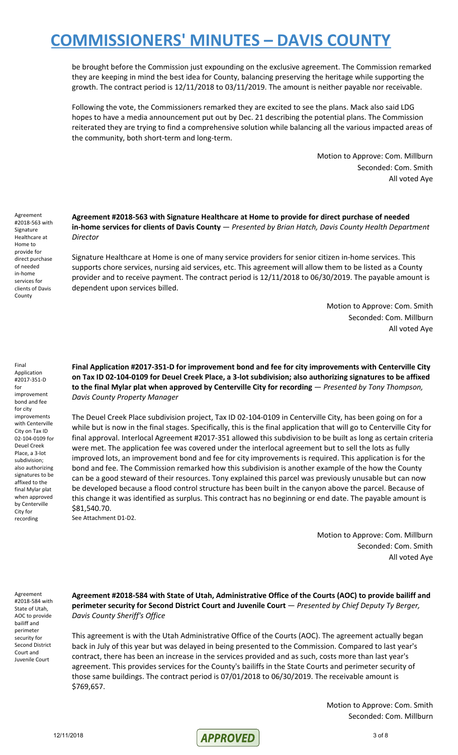be brought before the Commission just expounding on the exclusive agreement. The Commission remarked they are keeping in mind the best idea for County, balancing preserving the heritage while supporting the growth. The contract period is 12/11/2018 to 03/11/2019. The amount is neither payable nor receivable.

Following the vote, the Commissioners remarked they are excited to see the plans. Mack also said LDG hopes to have a media announcement put out by Dec. 21 describing the potential plans. The Commission reiterated they are trying to find a comprehensive solution while balancing all the various impacted areas of the community, both short-term and long-term.

Motion to Approve: Com. Millburn
Seconded: Com. Smith
All voted Aye

Agreement #2018-563 with Signature Healthcare at Home to provide for direct purchase of needed in-home services for clients of Davis County

**Agreement #2018-563 with Signature Healthcare at Home to provide for direct purchase of needed in-home services for clients of Davis County** — *Presented by Brian Hatch, Davis County Health Department Director*

Signature Healthcare at Home is one of many service providers for senior citizen in-home services. This supports chore services, nursing aid services, etc. This agreement will allow them to be listed as a County provider and to receive payment. The contract period is 12/11/2018 to 06/30/2019. The payable amount is dependent upon services billed.

Motion to Approve: Com. Smith
Seconded: Com. Millburn
All voted Aye

Final Application #2017-351-D for improvement bond and fee for city improvements with Centerville City on Tax ID 02-104-0109 for Deuel Creek Place, a 3-lot subdivision; also authorizing signatures to be affixed to the final Mylar plat when approved by Centerville City for recording

**Final Application #2017-351-D for improvement bond and fee for city improvements with Centerville City on Tax ID 02-104-0109 for Deuel Creek Place, a 3-lot subdivision; also authorizing signatures to be affixed to the final Mylar plat when approved by Centerville City for recording** — *Presented by Tony Thompson, Davis County Property Manager*

The Deuel Creek Place subdivision project, Tax ID 02-104-0109 in Centerville City, has been going on for a while but is now in the final stages. Specifically, this is the final application that will go to Centerville City for final approval. Interlocal Agreement #2017-351 allowed this subdivision to be built as long as certain criteria were met. The application fee was covered under the interlocal agreement but to sell the lots as fully improved lots, an improvement bond and fee for city improvements is required. This application is for the bond and fee. The Commission remarked how this subdivision is another example of the how the County can be a good steward of their resources. Tony explained this parcel was previously unusable but can now be developed because a flood control structure has been built in the canyon above the parcel. Because of this change it was identified as surplus. This contract has no beginning or end date. The payable amount is $81,540.70.
See Attachment D1-D2.

Motion to Approve: Com. Millburn
Seconded: Com. Smith
All voted Aye

Agreement #2018-584 with State of Utah, AOC to provide bailiff and perimeter security for Second District Court and Juvenile Court

**Agreement #2018-584 with State of Utah, Administrative Office of the Courts (AOC) to provide bailiff and perimeter security for Second District Court and Juvenile Court** — *Presented by Chief Deputy Ty Berger, Davis County Sheriff's Office*

This agreement is with the Utah Administrative Office of the Courts (AOC). The agreement actually began back in July of this year but was delayed in being presented to the Commission. Compared to last year's contract, there has been an increase in the services provided and as such, costs more than last year's agreement. This provides services for the County's bailiffs in the State Courts and perimeter security of those same buildings. The contract period is 07/01/2018 to 06/30/2019. The receivable amount is $769,657.

Motion to Approve: Com. Smith
Seconded: Com. Millburn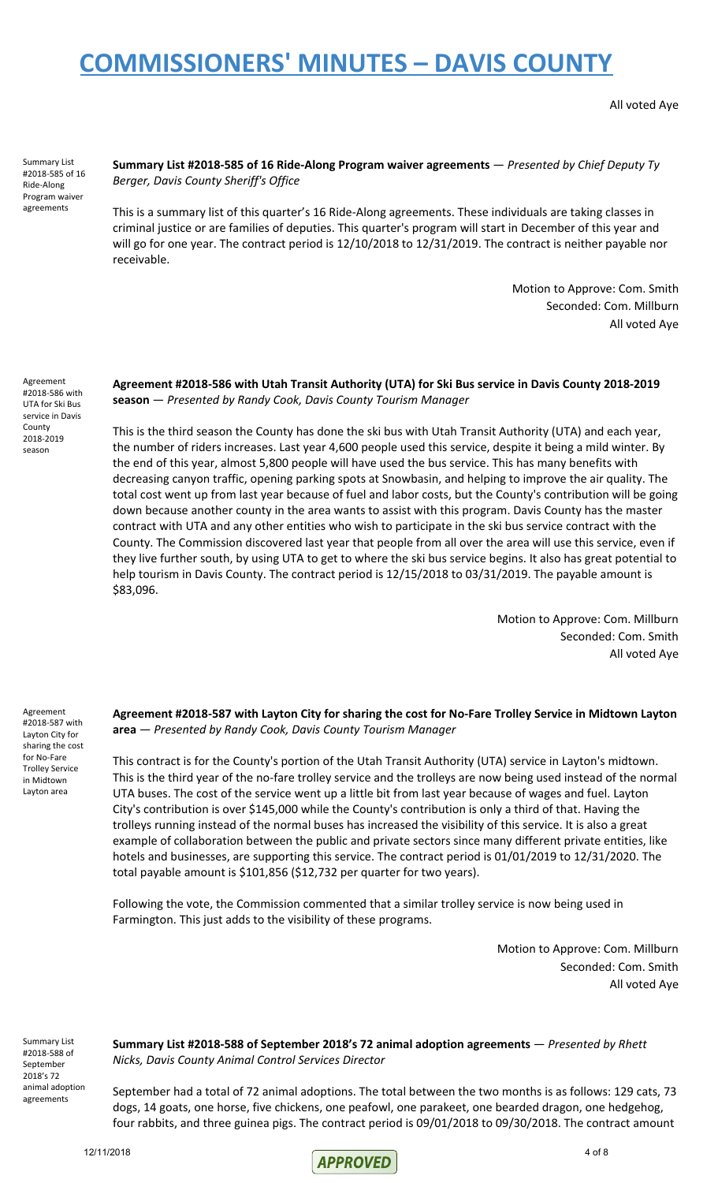All voted Aye

Summary List #2018-585 of 16 Ride-Along Program waiver agreements

**Summary List #2018-585 of 16 Ride-Along Program waiver agreements** — *Presented by Chief Deputy Ty Berger, Davis County Sheriff's Office*

This is a summary list of this quarter's 16 Ride-Along agreements. These individuals are taking classes in criminal justice or are families of deputies. This quarter's program will start in December of this year and will go for one year. The contract period is 12/10/2018 to 12/31/2019. The contract is neither payable nor receivable.

Motion to Approve: Com. Smith
Seconded: Com. Millburn
All voted Aye

Agreement #2018-586 with UTA for Ski Bus service in Davis County 2018-2019 season

**Agreement #2018-586 with Utah Transit Authority (UTA) for Ski Bus service in Davis County 2018-2019 season** — *Presented by Randy Cook, Davis County Tourism Manager*

This is the third season the County has done the ski bus with Utah Transit Authority (UTA) and each year, the number of riders increases. Last year 4,600 people used this service, despite it being a mild winter. By the end of this year, almost 5,800 people will have used the bus service. This has many benefits with decreasing canyon traffic, opening parking spots at Snowbasin, and helping to improve the air quality. The total cost went up from last year because of fuel and labor costs, but the County's contribution will be going down because another county in the area wants to assist with this program. Davis County has the master contract with UTA and any other entities who wish to participate in the ski bus service contract with the County. The Commission discovered last year that people from all over the area will use this service, even if they live further south, by using UTA to get to where the ski bus service begins. It also has great potential to help tourism in Davis County. The contract period is 12/15/2018 to 03/31/2019. The payable amount is $83,096.

Motion to Approve: Com. Millburn
Seconded: Com. Smith
All voted Aye

Agreement #2018-587 with Layton City for sharing the cost for No-Fare Trolley Service in Midtown Layton area

**Agreement #2018-587 with Layton City for sharing the cost for No-Fare Trolley Service in Midtown Layton area** — *Presented by Randy Cook, Davis County Tourism Manager*

This contract is for the County's portion of the Utah Transit Authority (UTA) service in Layton's midtown. This is the third year of the no-fare trolley service and the trolleys are now being used instead of the normal UTA buses. The cost of the service went up a little bit from last year because of wages and fuel. Layton City's contribution is over $145,000 while the County's contribution is only a third of that. Having the trolleys running instead of the normal buses has increased the visibility of this service. It is also a great example of collaboration between the public and private sectors since many different private entities, like hotels and businesses, are supporting this service. The contract period is 01/01/2019 to 12/31/2020. The total payable amount is $101,856 ($12,732 per quarter for two years).

Following the vote, the Commission commented that a similar trolley service is now being used in Farmington. This just adds to the visibility of these programs.

Motion to Approve: Com. Millburn
Seconded: Com. Smith
All voted Aye

Summary List #2018-588 of September 2018's 72 animal adoption agreements

**Summary List #2018-588 of September 2018's 72 animal adoption agreements** — *Presented by Rhett Nicks, Davis County Animal Control Services Director*

September had a total of 72 animal adoptions. The total between the two months is as follows: 129 cats, 73 dogs, 14 goats, one horse, five chickens, one peafowl, one parakeet, one bearded dragon, one hedgehog, four rabbits, and three guinea pigs. The contract period is 09/01/2018 to 09/30/2018. The contract amount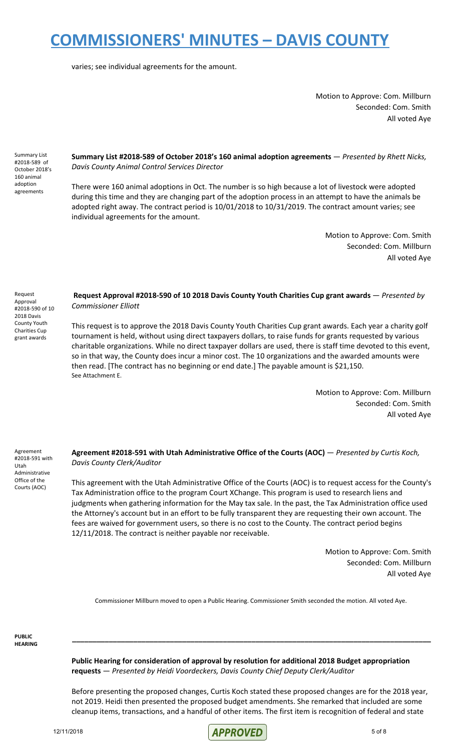varies; see individual agreements for the amount.

Motion to Approve: Com. Millburn
Seconded: Com. Smith
All voted Aye

Summary List #2018-589 of October 2018's 160 animal adoption agreements

**Summary List #2018-589 of October 2018's 160 animal adoption agreements** — *Presented by Rhett Nicks, Davis County Animal Control Services Director*

There were 160 animal adoptions in Oct. The number is so high because a lot of livestock were adopted during this time and they are changing part of the adoption process in an attempt to have the animals be adopted right away. The contract period is 10/01/2018 to 10/31/2019. The contract amount varies; see individual agreements for the amount.

Motion to Approve: Com. Smith
Seconded: Com. Millburn
All voted Aye

Request Approval #2018-590 of 10 2018 Davis County Youth Charities Cup grant awards

**Request Approval #2018-590 of 10 2018 Davis County Youth Charities Cup grant awards** — *Presented by Commissioner Elliott*

This request is to approve the 2018 Davis County Youth Charities Cup grant awards. Each year a charity golf tournament is held, without using direct taxpayers dollars, to raise funds for grants requested by various charitable organizations. While no direct taxpayer dollars are used, there is staff time devoted to this event, so in that way, the County does incur a minor cost. The 10 organizations and the awarded amounts were then read. [The contract has no beginning or end date.] The payable amount is $21,150.
See Attachment E.

Motion to Approve: Com. Millburn
Seconded: Com. Smith
All voted Aye

Agreement #2018-591 with Utah Administrative Office of the Courts (AOC)

**Agreement #2018-591 with Utah Administrative Office of the Courts (AOC)** — *Presented by Curtis Koch, Davis County Clerk/Auditor*

This agreement with the Utah Administrative Office of the Courts (AOC) is to request access for the County's Tax Administration office to the program Court XChange. This program is used to research liens and judgments when gathering information for the May tax sale. In the past, the Tax Administration office used the Attorney's account but in an effort to be fully transparent they are requesting their own account. The fees are waived for government users, so there is no cost to the County. The contract period begins 12/11/2018. The contract is neither payable nor receivable.

Motion to Approve: Com. Smith
Seconded: Com. Millburn
All voted Aye

Commissioner Millburn moved to open a Public Hearing. Commissioner Smith seconded the motion. All voted Aye.

**PUBLIC HEARING**

---

**Public Hearing for consideration of approval by resolution for additional 2018 Budget appropriation requests** — *Presented by Heidi Voordeckers, Davis County Chief Deputy Clerk/Auditor*

Before presenting the proposed changes, Curtis Koch stated these proposed changes are for the 2018 year, not 2019. Heidi then presented the proposed budget amendments. She remarked that included are some cleanup items, transactions, and a handful of other items. The first item is recognition of federal and state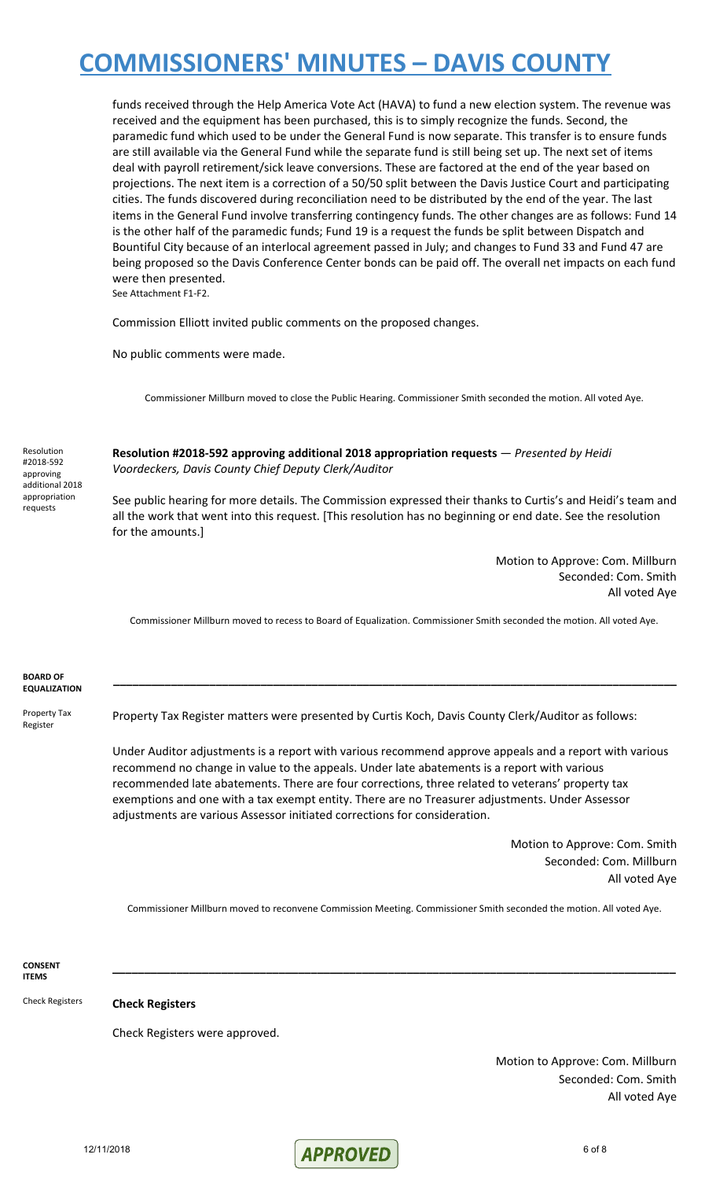funds received through the Help America Vote Act (HAVA) to fund a new election system. The revenue was received and the equipment has been purchased, this is to simply recognize the funds. Second, the paramedic fund which used to be under the General Fund is now separate. This transfer is to ensure funds are still available via the General Fund while the separate fund is still being set up. The next set of items deal with payroll retirement/sick leave conversions. These are factored at the end of the year based on projections. The next item is a correction of a 50/50 split between the Davis Justice Court and participating cities. The funds discovered during reconciliation need to be distributed by the end of the year. The last items in the General Fund involve transferring contingency funds. The other changes are as follows: Fund 14 is the other half of the paramedic funds; Fund 19 is a request the funds be split between Dispatch and Bountiful City because of an interlocal agreement passed in July; and changes to Fund 33 and Fund 47 are being proposed so the Davis Conference Center bonds can be paid off. The overall net impacts on each fund were then presented.
See Attachment F1-F2.

Commission Elliott invited public comments on the proposed changes.

No public comments were made.

Commissioner Millburn moved to close the Public Hearing. Commissioner Smith seconded the motion. All voted Aye.

Resolution #2018-592 approving additional 2018 appropriation requests

**Resolution #2018-592 approving additional 2018 appropriation requests** — *Presented by Heidi Voordeckers, Davis County Chief Deputy Clerk/Auditor*

See public hearing for more details. The Commission expressed their thanks to Curtis's and Heidi's team and all the work that went into this request. [This resolution has no beginning or end date. See the resolution for the amounts.]

Motion to Approve: Com. Millburn
Seconded: Com. Smith
All voted Aye

Commissioner Millburn moved to recess to Board of Equalization. Commissioner Smith seconded the motion. All voted Aye.

## BOARD OF EQUALIZATION

Property Tax Register

Property Tax Register matters were presented by Curtis Koch, Davis County Clerk/Auditor as follows:

Under Auditor adjustments is a report with various recommend approve appeals and a report with various recommend no change in value to the appeals. Under late abatements is a report with various recommended late abatements. There are four corrections, three related to veterans' property tax exemptions and one with a tax exempt entity. There are no Treasurer adjustments. Under Assessor adjustments are various Assessor initiated corrections for consideration.

Motion to Approve: Com. Smith
Seconded: Com. Millburn
All voted Aye

Commissioner Millburn moved to reconvene Commission Meeting. Commissioner Smith seconded the motion. All voted Aye.

## CONSENT ITEMS

Check Registers

**Check Registers**

Check Registers were approved.

Motion to Approve: Com. Millburn
Seconded: Com. Smith
All voted Aye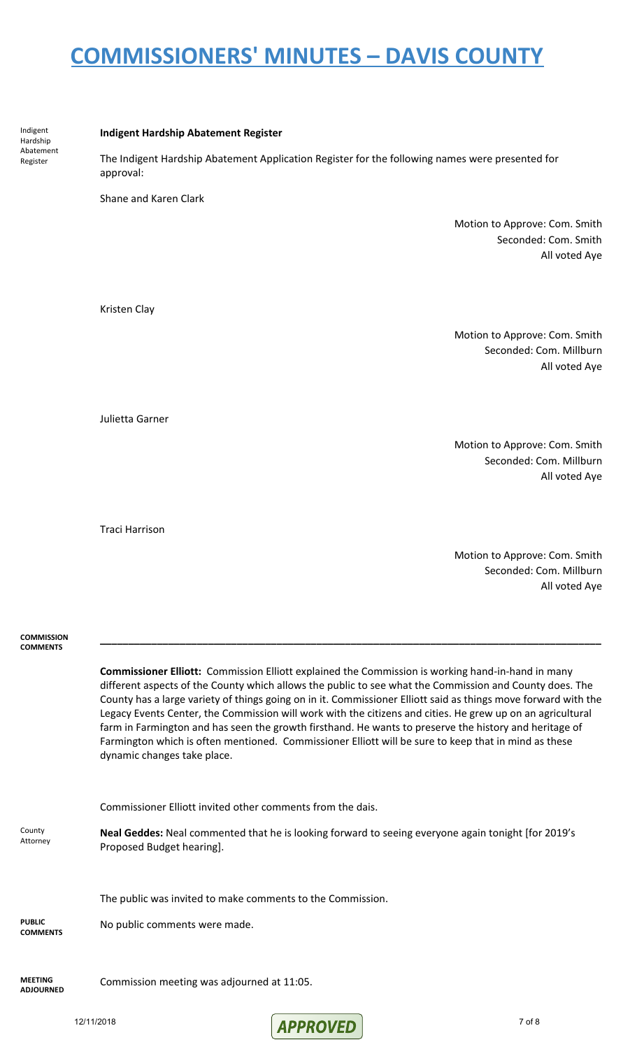Indigent Hardship Abatement Register

**Indigent Hardship Abatement Register**

The Indigent Hardship Abatement Application Register for the following names were presented for approval:

Shane and Karen Clark

Motion to Approve: Com. Smith
Seconded: Com. Smith
All voted Aye

Kristen Clay

Motion to Approve: Com. Smith
Seconded: Com. Millburn
All voted Aye

Julietta Garner

Motion to Approve: Com. Smith
Seconded: Com. Millburn
All voted Aye

Traci Harrison

Motion to Approve: Com. Smith
Seconded: Com. Millburn
All voted Aye

**COMMISSION COMMENTS**

---

**Commissioner Elliott:** Commission Elliott explained the Commission is working hand-in-hand in many different aspects of the County which allows the public to see what the Commission and County does. The County has a large variety of things going on in it. Commissioner Elliott said as things move forward with the Legacy Events Center, the Commission will work with the citizens and cities. He grew up on an agricultural farm in Farmington and has seen the growth firsthand. He wants to preserve the history and heritage of Farmington which is often mentioned. Commissioner Elliott will be sure to keep that in mind as these dynamic changes take place.

Commissioner Elliott invited other comments from the dais.

County Attorney

**Neal Geddes:** Neal commented that he is looking forward to seeing everyone again tonight [for 2019's Proposed Budget hearing].

The public was invited to make comments to the Commission.

**PUBLIC COMMENTS**

No public comments were made.

**MEETING ADJOURNED**

Commission meeting was adjourned at 11:05.

12/11/2018

APPROVED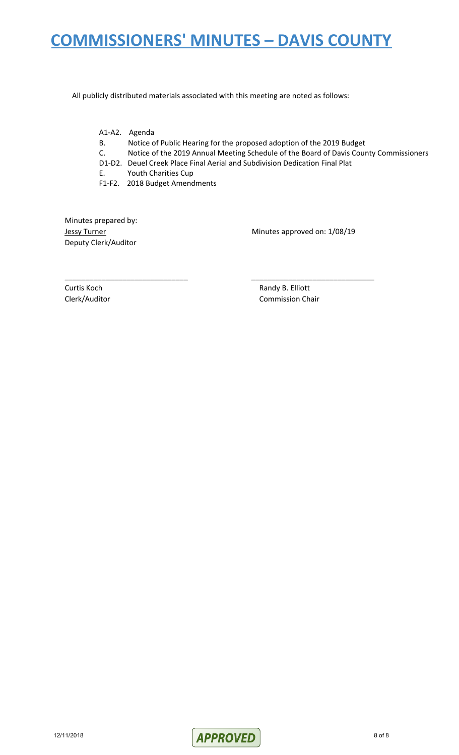# COMMISSIONERS' MINUTES – DAVIS COUNTY

All publicly distributed materials associated with this meeting are noted as follows:

- A1-A2. Agenda
- B. Notice of Public Hearing for the proposed adoption of the 2019 Budget
- C. Notice of the 2019 Annual Meeting Schedule of the Board of Davis County Commissioners
- D1-D2. Deuel Creek Place Final Aerial and Subdivision Dedication Final Plat
- E. Youth Charities Cup
- F1-F2. 2018 Budget Amendments

Minutes prepared by:
Jessy Turner
Deputy Clerk/Auditor

Minutes approved on: 1/08/19

_____________________________
Curtis Koch
Clerk/Auditor

_____________________________
Randy B. Elliott
Commission Chair

12/11/2018

APPROVED